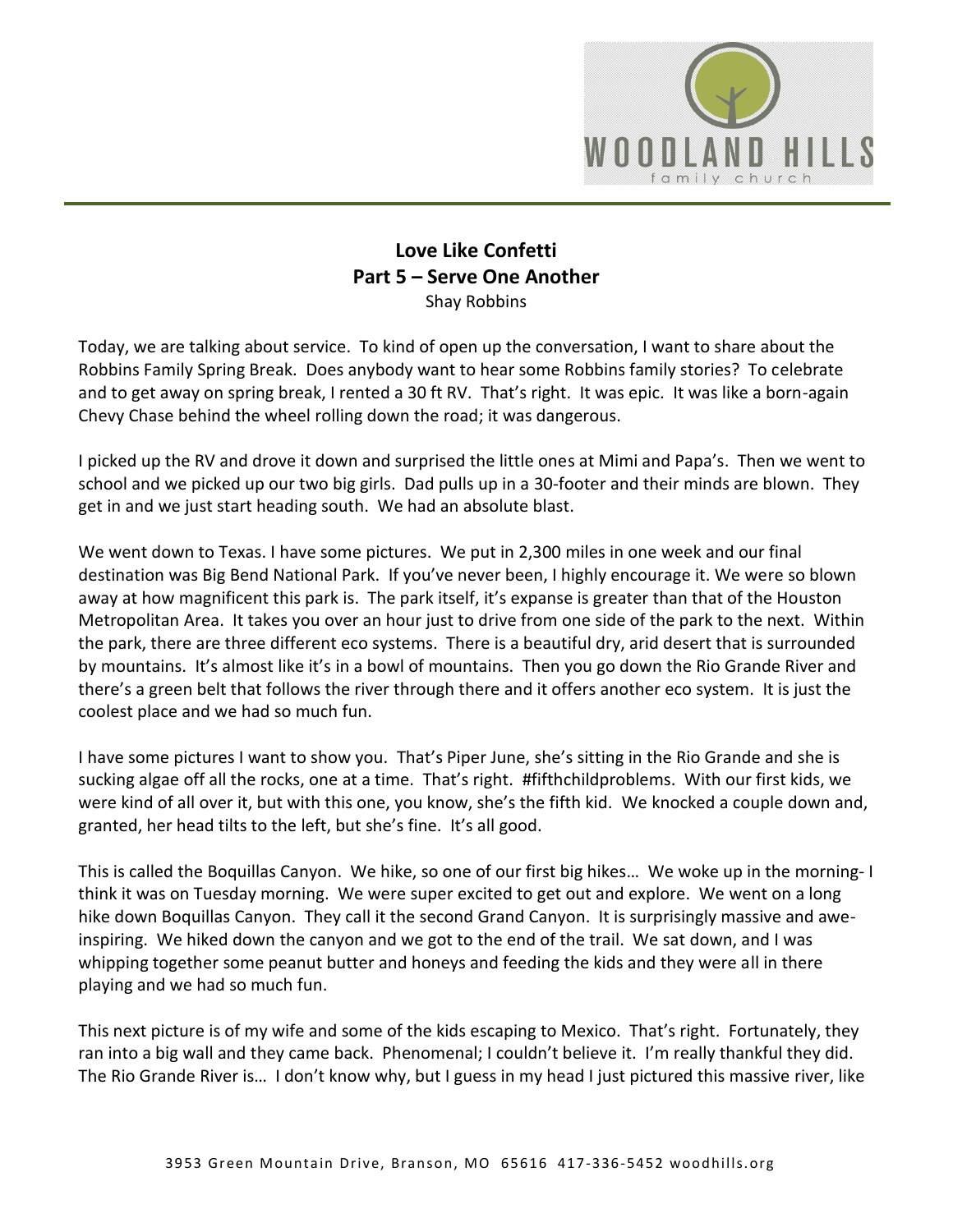# Love Like Confetti

## Part 5 – Serve One Another

Shay Robbins

Today, we are talking about service. To kind of open up the conversation, I want to share about the Robbins Family Spring Break. Does anybody want to hear some Robbins family stories? To celebrate and to get away on spring break, I rented a 30 ft RV. That's right. It was epic. It was like a born-again Chevy Chase behind the wheel rolling down the road; it was dangerous.

I picked up the RV and drove it down and surprised the little ones at Mimi and Papa's. Then we went to school and we picked up our two big girls. Dad pulls up in a 30-footer and their minds are blown. They get in and we just start heading south. We had an absolute blast.

We went down to Texas. I have some pictures. We put in 2,300 miles in one week and our final destination was Big Bend National Park. If you've never been, I highly encourage it. We were so blown away at how magnificent this park is. The park itself, it's expanse is greater than that of the Houston Metropolitan Area. It takes you over an hour just to drive from one side of the park to the next. Within the park, there are three different eco systems. There is a beautiful dry, arid desert that is surrounded by mountains. It's almost like it's in a bowl of mountains. Then you go down the Rio Grande River and there's a green belt that follows the river through there and it offers another eco system. It is just the coolest place and we had so much fun.

I have some pictures I want to show you. That's Piper June, she's sitting in the Rio Grande and she is sucking algae off all the rocks, one at a time. That's right. #fifthchildproblems. With our first kids, we were kind of all over it, but with this one, you know, she's the fifth kid. We knocked a couple down and, granted, her head tilts to the left, but she's fine. It's all good.

This is called the Boquillas Canyon. We hike, so one of our first big hikes… We woke up in the morning- I think it was on Tuesday morning. We were super excited to get out and explore. We went on a long hike down Boquillas Canyon. They call it the second Grand Canyon. It is surprisingly massive and awe-inspiring. We hiked down the canyon and we got to the end of the trail. We sat down, and I was whipping together some peanut butter and honeys and feeding the kids and they were all in there playing and we had so much fun.

This next picture is of my wife and some of the kids escaping to Mexico. That's right. Fortunately, they ran into a big wall and they came back. Phenomenal; I couldn't believe it. I'm really thankful they did. The Rio Grande River is… I don't know why, but I guess in my head I just pictured this massive river, like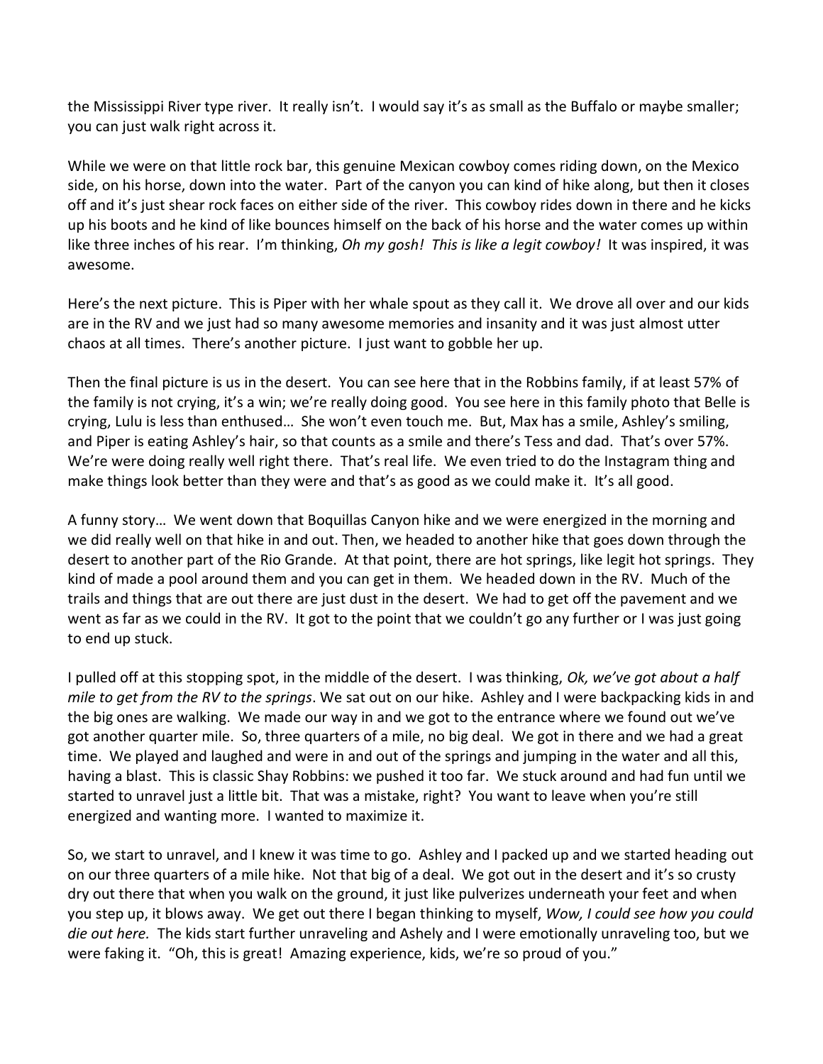the Mississippi River type river. It really isn't. I would say it's as small as the Buffalo or maybe smaller; you can just walk right across it.

While we were on that little rock bar, this genuine Mexican cowboy comes riding down, on the Mexico side, on his horse, down into the water. Part of the canyon you can kind of hike along, but then it closes off and it's just shear rock faces on either side of the river. This cowboy rides down in there and he kicks up his boots and he kind of like bounces himself on the back of his horse and the water comes up within like three inches of his rear. I'm thinking, *Oh my gosh! This is like a legit cowboy!* It was inspired, it was awesome.

Here's the next picture. This is Piper with her whale spout as they call it. We drove all over and our kids are in the RV and we just had so many awesome memories and insanity and it was just almost utter chaos at all times. There's another picture. I just want to gobble her up.

Then the final picture is us in the desert. You can see here that in the Robbins family, if at least 57% of the family is not crying, it's a win; we're really doing good. You see here in this family photo that Belle is crying, Lulu is less than enthused… She won't even touch me. But, Max has a smile, Ashley's smiling, and Piper is eating Ashley's hair, so that counts as a smile and there's Tess and dad. That's over 57%. We're doing really well right there. That's real life. We even tried to do the Instagram thing and make things look better than they were and that's as good as we could make it. It's all good.

A funny story… We went down that Boquillas Canyon hike and we were energized in the morning and we did really well on that hike in and out. Then, we headed to another hike that goes down through the desert to another part of the Rio Grande. At that point, there are hot springs, like legit hot springs. They kind of made a pool around them and you can get in them. We headed down in the RV. Much of the trails and things that are out there are just dust in the desert. We had to get off the pavement and we went as far as we could in the RV. It got to the point that we couldn't go any further or I was just going to end up stuck.

I pulled off at this stopping spot, in the middle of the desert. I was thinking, *Ok, we've got about a half mile to get from the RV to the springs*. We sat out on our hike. Ashley and I were backpacking kids in and the big ones are walking. We made our way in and we got to the entrance where we found out we've got another quarter mile. So, three quarters of a mile, no big deal. We got in there and we had a great time. We played and laughed and were in and out of the springs and jumping in the water and all this, having a blast. This is classic Shay Robbins: we pushed it too far. We stuck around and had fun until we started to unravel just a little bit. That was a mistake, right? You want to leave when you're still energized and wanting more. I wanted to maximize it.

So, we start to unravel, and I knew it was time to go. Ashley and I packed up and we started heading out on our three quarters of a mile hike. Not that big of a deal. We got out in the desert and it's so crusty dry out there that when you walk on the ground, it just like pulverizes underneath your feet and when you step up, it blows away. We get out there I began thinking to myself, *Wow, I could see how you could die out here.* The kids start further unraveling and Ashely and I were emotionally unraveling too, but we were faking it. "Oh, this is great! Amazing experience, kids, we're so proud of you."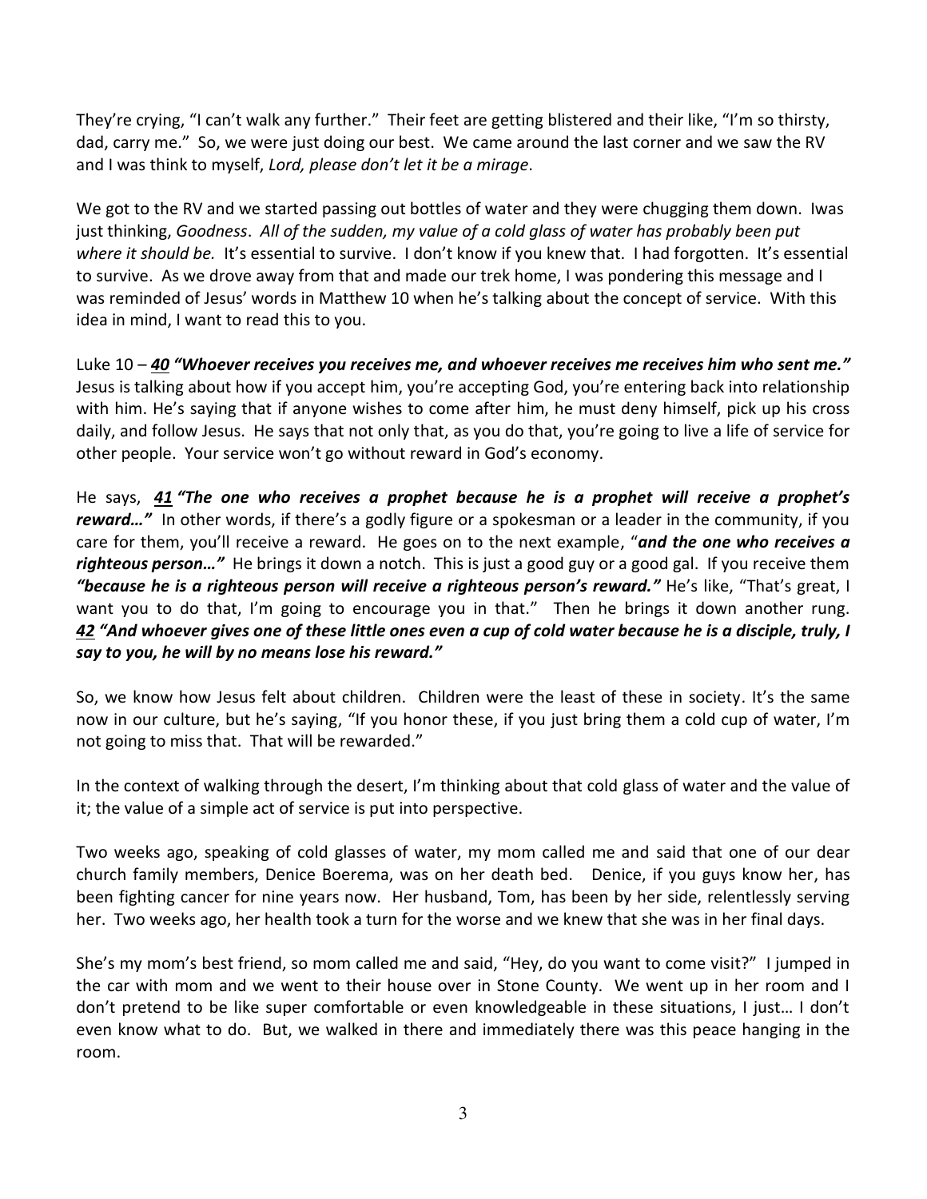They're crying, "I can't walk any further." Their feet are getting blistered and their like, "I'm so thirsty, dad, carry me." So, we were just doing our best. We came around the last corner and we saw the RV and I was think to myself, *Lord, please don't let it be a mirage*.

We got to the RV and we started passing out bottles of water and they were chugging them down. Iwas just thinking, *Goodness*. *All of the sudden, my value of a cold glass of water has probably been put where it should be.* It's essential to survive. I don't know if you knew that. I had forgotten. It's essential to survive. As we drove away from that and made our trek home, I was pondering this message and I was reminded of Jesus' words in Matthew 10 when he's talking about the concept of service. With this idea in mind, I want to read this to you.

Luke 10 – ***<u>40</u> "Whoever receives you receives me, and whoever receives me receives him who sent me."*** Jesus is talking about how if you accept him, you're accepting God, you're entering back into relationship with him. He's saying that if anyone wishes to come after him, he must deny himself, pick up his cross daily, and follow Jesus. He says that not only that, as you do that, you're going to live a life of service for other people. Your service won't go without reward in God's economy.

He says, ***<u>41</u> "The one who receives a prophet because he is a prophet will receive a prophet's reward…"*** In other words, if there's a godly figure or a spokesman or a leader in the community, if you care for them, you'll receive a reward. He goes on to the next example, "***and the one who receives a righteous person…"*** He brings it down a notch. This is just a good guy or a good gal. If you receive them ***"because he is a righteous person will receive a righteous person's reward."*** He's like, "That's great, I want you to do that, I'm going to encourage you in that." Then he brings it down another rung. ***<u>42</u> "And whoever gives one of these little ones even a cup of cold water because he is a disciple, truly, I say to you, he will by no means lose his reward."***

So, we know how Jesus felt about children. Children were the least of these in society. It's the same now in our culture, but he's saying, "If you honor these, if you just bring them a cold cup of water, I'm not going to miss that. That will be rewarded."

In the context of walking through the desert, I'm thinking about that cold glass of water and the value of it; the value of a simple act of service is put into perspective.

Two weeks ago, speaking of cold glasses of water, my mom called me and said that one of our dear church family members, Denice Boerema, was on her death bed. Denice, if you guys know her, has been fighting cancer for nine years now. Her husband, Tom, has been by her side, relentlessly serving her. Two weeks ago, her health took a turn for the worse and we knew that she was in her final days.

She's my mom's best friend, so mom called me and said, "Hey, do you want to come visit?" I jumped in the car with mom and we went to their house over in Stone County. We went up in her room and I don't pretend to be like super comfortable or even knowledgeable in these situations, I just… I don't even know what to do. But, we walked in there and immediately there was this peace hanging in the room.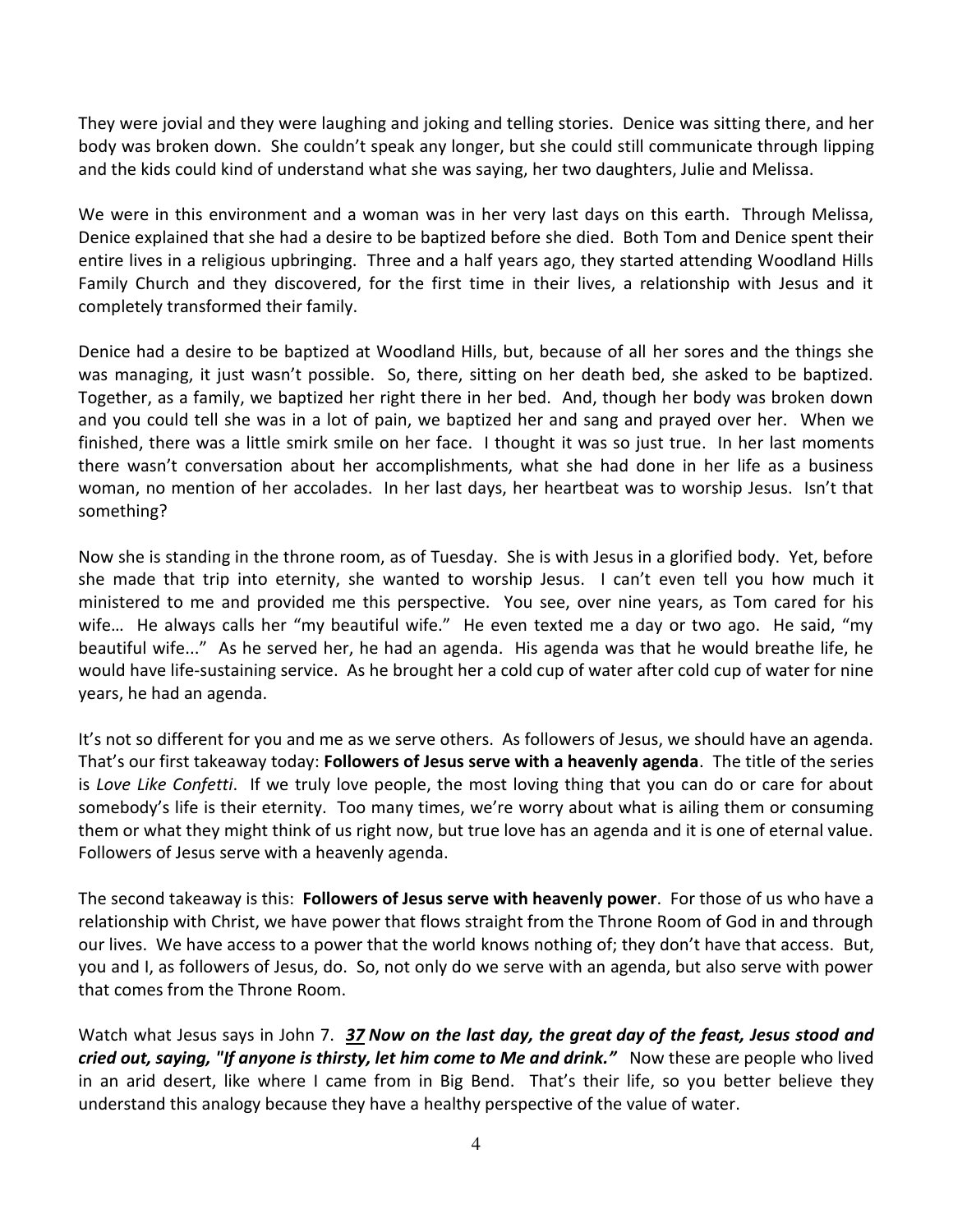They were jovial and they were laughing and joking and telling stories. Denice was sitting there, and her body was broken down. She couldn't speak any longer, but she could still communicate through lipping and the kids could kind of understand what she was saying, her two daughters, Julie and Melissa.

We were in this environment and a woman was in her very last days on this earth. Through Melissa, Denice explained that she had a desire to be baptized before she died. Both Tom and Denice spent their entire lives in a religious upbringing. Three and a half years ago, they started attending Woodland Hills Family Church and they discovered, for the first time in their lives, a relationship with Jesus and it completely transformed their family.

Denice had a desire to be baptized at Woodland Hills, but, because of all her sores and the things she was managing, it just wasn't possible. So, there, sitting on her death bed, she asked to be baptized. Together, as a family, we baptized her right there in her bed. And, though her body was broken down and you could tell she was in a lot of pain, we baptized her and sang and prayed over her. When we finished, there was a little smirk smile on her face. I thought it was so just true. In her last moments there wasn't conversation about her accomplishments, what she had done in her life as a business woman, no mention of her accolades. In her last days, her heartbeat was to worship Jesus. Isn't that something?

Now she is standing in the throne room, as of Tuesday. She is with Jesus in a glorified body. Yet, before she made that trip into eternity, she wanted to worship Jesus. I can't even tell you how much it ministered to me and provided me this perspective. You see, over nine years, as Tom cared for his wife… He always calls her "my beautiful wife." He even texted me a day or two ago. He said, "my beautiful wife..." As he served her, he had an agenda. His agenda was that he would breathe life, he would have life-sustaining service. As he brought her a cold cup of water after cold cup of water for nine years, he had an agenda.

It's not so different for you and me as we serve others. As followers of Jesus, we should have an agenda. That's our first takeaway today: **Followers of Jesus serve with a heavenly agenda**. The title of the series is *Love Like Confetti*. If we truly love people, the most loving thing that you can do or care for about somebody's life is their eternity. Too many times, we're worry about what is ailing them or consuming them or what they might think of us right now, but true love has an agenda and it is one of eternal value. Followers of Jesus serve with a heavenly agenda.

The second takeaway is this: **Followers of Jesus serve with heavenly power**. For those of us who have a relationship with Christ, we have power that flows straight from the Throne Room of God in and through our lives. We have access to a power that the world knows nothing of; they don't have that access. But, you and I, as followers of Jesus, do. So, not only do we serve with an agenda, but also serve with power that comes from the Throne Room.

Watch what Jesus says in John 7. ***37 Now on the last day, the great day of the feast, Jesus stood and cried out, saying, "If anyone is thirsty, let him come to Me and drink."*** Now these are people who lived in an arid desert, like where I came from in Big Bend. That's their life, so you better believe they understand this analogy because they have a healthy perspective of the value of water.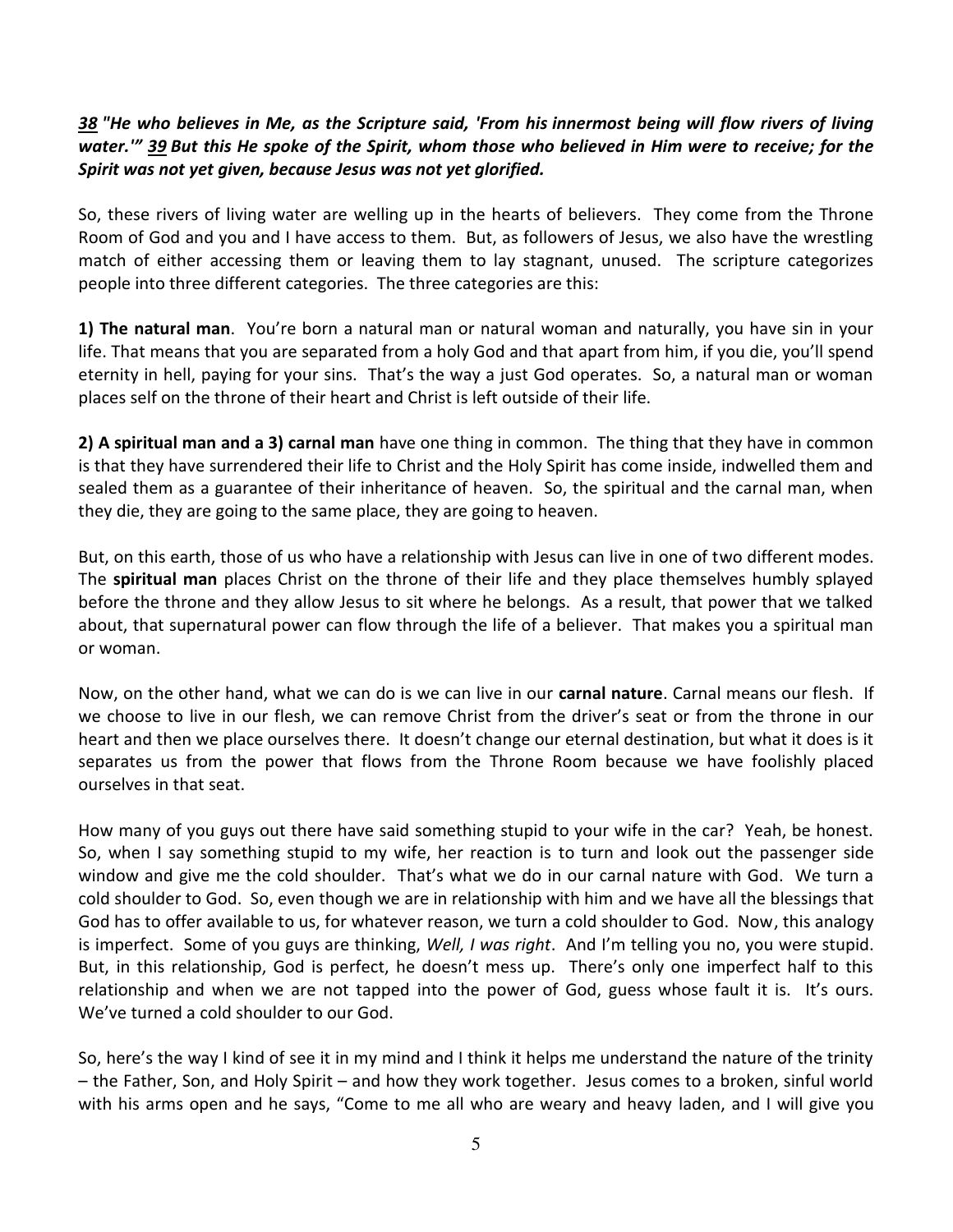***38* "He who believes in Me, as the Scripture said, 'From his innermost being will flow rivers of living water.'" *39* But this He spoke of the Spirit, whom those who believed in Him were to receive; for the Spirit was not yet given, because Jesus was not yet glorified.**

So, these rivers of living water are welling up in the hearts of believers. They come from the Throne Room of God and you and I have access to them. But, as followers of Jesus, we also have the wrestling match of either accessing them or leaving them to lay stagnant, unused. The scripture categorizes people into three different categories. The three categories are this:

**1) The natural man**. You're born a natural man or natural woman and naturally, you have sin in your life. That means that you are separated from a holy God and that apart from him, if you die, you'll spend eternity in hell, paying for your sins. That's the way a just God operates. So, a natural man or woman places self on the throne of their heart and Christ is left outside of their life.

**2) A spiritual man and a 3) carnal man** have one thing in common. The thing that they have in common is that they have surrendered their life to Christ and the Holy Spirit has come inside, indwelled them and sealed them as a guarantee of their inheritance of heaven. So, the spiritual and the carnal man, when they die, they are going to the same place, they are going to heaven.

But, on this earth, those of us who have a relationship with Jesus can live in one of two different modes. The **spiritual man** places Christ on the throne of their life and they place themselves humbly splayed before the throne and they allow Jesus to sit where he belongs. As a result, that power that we talked about, that supernatural power can flow through the life of a believer. That makes you a spiritual man or woman.

Now, on the other hand, what we can do is we can live in our **carnal nature**. Carnal means our flesh. If we choose to live in our flesh, we can remove Christ from the driver's seat or from the throne in our heart and then we place ourselves there. It doesn't change our eternal destination, but what it does is it separates us from the power that flows from the Throne Room because we have foolishly placed ourselves in that seat.

How many of you guys out there have said something stupid to your wife in the car? Yeah, be honest. So, when I say something stupid to my wife, her reaction is to turn and look out the passenger side window and give me the cold shoulder. That's what we do in our carnal nature with God. We turn a cold shoulder to God. So, even though we are in relationship with him and we have all the blessings that God has to offer available to us, for whatever reason, we turn a cold shoulder to God. Now, this analogy is imperfect. Some of you guys are thinking, *Well, I was right*. And I'm telling you no, you were stupid. But, in this relationship, God is perfect, he doesn't mess up. There's only one imperfect half to this relationship and when we are not tapped into the power of God, guess whose fault it is. It's ours. We've turned a cold shoulder to our God.

So, here's the way I kind of see it in my mind and I think it helps me understand the nature of the trinity – the Father, Son, and Holy Spirit – and how they work together. Jesus comes to a broken, sinful world with his arms open and he says, "Come to me all who are weary and heavy laden, and I will give you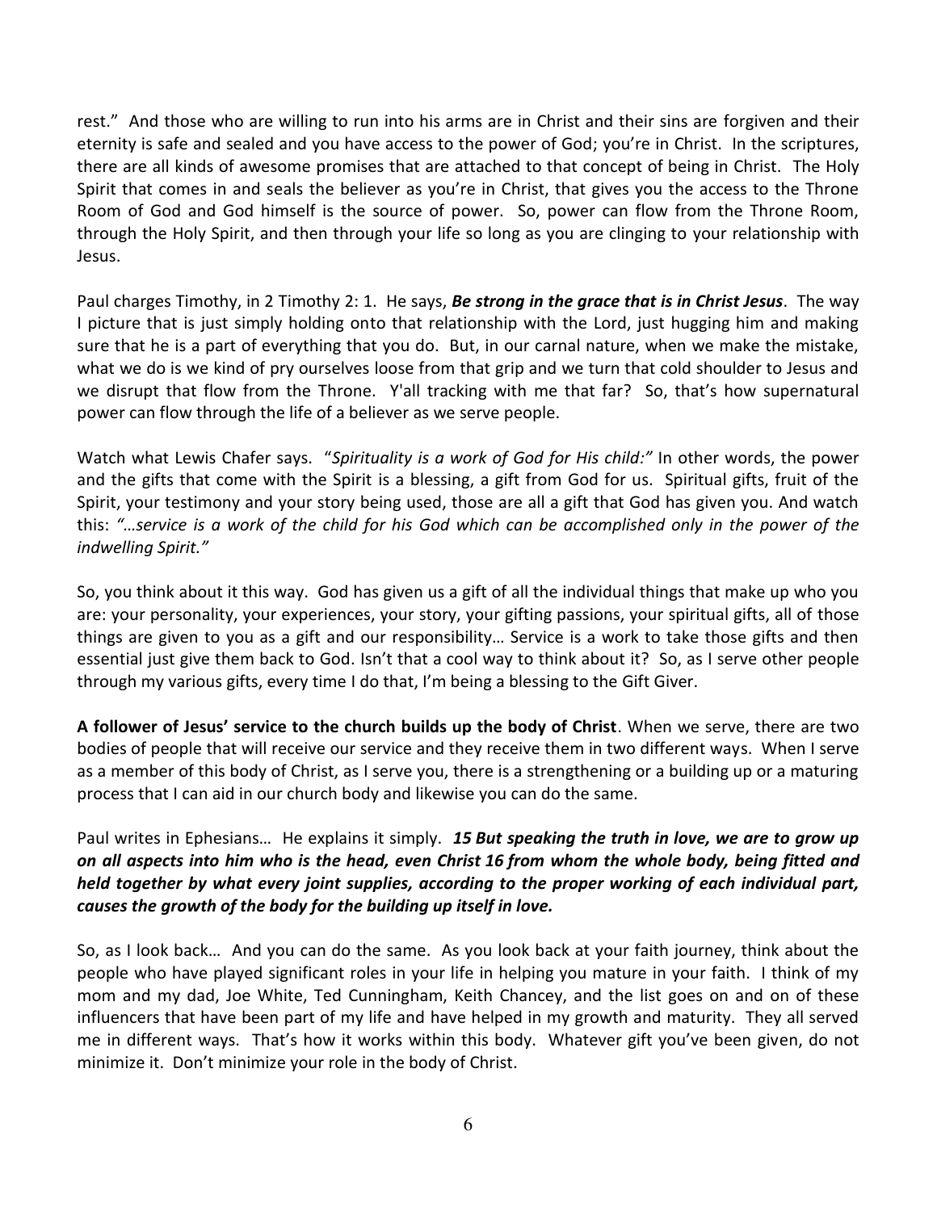rest." And those who are willing to run into his arms are in Christ and their sins are forgiven and their eternity is safe and sealed and you have access to the power of God; you're in Christ. In the scriptures, there are all kinds of awesome promises that are attached to that concept of being in Christ. The Holy Spirit that comes in and seals the believer as you're in Christ, that gives you the access to the Throne Room of God and God himself is the source of power. So, power can flow from the Throne Room, through the Holy Spirit, and then through your life so long as you are clinging to your relationship with Jesus.

Paul charges Timothy, in 2 Timothy 2: 1. He says, ***Be strong in the grace that is in Christ Jesus***. The way I picture that is just simply holding onto that relationship with the Lord, just hugging him and making sure that he is a part of everything that you do. But, in our carnal nature, when we make the mistake, what we do is we kind of pry ourselves loose from that grip and we turn that cold shoulder to Jesus and we disrupt that flow from the Throne. Y'all tracking with me that far? So, that's how supernatural power can flow through the life of a believer as we serve people.

Watch what Lewis Chafer says. "*Spirituality is a work of God for His child:"* In other words, the power and the gifts that come with the Spirit is a blessing, a gift from God for us. Spiritual gifts, fruit of the Spirit, your testimony and your story being used, those are all a gift that God has given you. And watch this: *"…service is a work of the child for his God which can be accomplished only in the power of the indwelling Spirit."*

So, you think about it this way. God has given us a gift of all the individual things that make up who you are: your personality, your experiences, your story, your gifting passions, your spiritual gifts, all of those things are given to you as a gift and our responsibility… Service is a work to take those gifts and then essential just give them back to God. Isn't that a cool way to think about it? So, as I serve other people through my various gifts, every time I do that, I'm being a blessing to the Gift Giver.

**A follower of Jesus' service to the church builds up the body of Christ**. When we serve, there are two bodies of people that will receive our service and they receive them in two different ways. When I serve as a member of this body of Christ, as I serve you, there is a strengthening or a building up or a maturing process that I can aid in our church body and likewise you can do the same.

Paul writes in Ephesians… He explains it simply. ***15 But speaking the truth in love, we are to grow up on all aspects into him who is the head, even Christ 16 from whom the whole body, being fitted and held together by what every joint supplies, according to the proper working of each individual part, causes the growth of the body for the building up itself in love.***

So, as I look back… And you can do the same. As you look back at your faith journey, think about the people who have played significant roles in your life in helping you mature in your faith. I think of my mom and my dad, Joe White, Ted Cunningham, Keith Chancey, and the list goes on and on of these influencers that have been part of my life and have helped in my growth and maturity. They all served me in different ways. That's how it works within this body. Whatever gift you've been given, do not minimize it. Don't minimize your role in the body of Christ.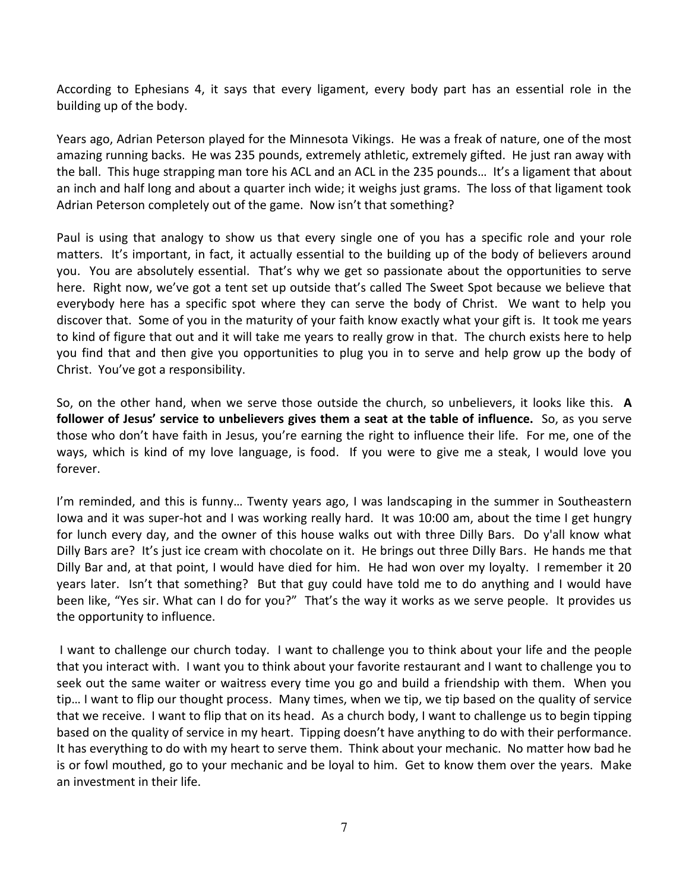According to Ephesians 4, it says that every ligament, every body part has an essential role in the building up of the body.

Years ago, Adrian Peterson played for the Minnesota Vikings. He was a freak of nature, one of the most amazing running backs. He was 235 pounds, extremely athletic, extremely gifted. He just ran away with the ball. This huge strapping man tore his ACL and an ACL in the 235 pounds… It's a ligament that about an inch and half long and about a quarter inch wide; it weighs just grams. The loss of that ligament took Adrian Peterson completely out of the game. Now isn't that something?

Paul is using that analogy to show us that every single one of you has a specific role and your role matters. It's important, in fact, it actually essential to the building up of the body of believers around you. You are absolutely essential. That's why we get so passionate about the opportunities to serve here. Right now, we've got a tent set up outside that's called The Sweet Spot because we believe that everybody here has a specific spot where they can serve the body of Christ. We want to help you discover that. Some of you in the maturity of your faith know exactly what your gift is. It took me years to kind of figure that out and it will take me years to really grow in that. The church exists here to help you find that and then give you opportunities to plug you in to serve and help grow up the body of Christ. You've got a responsibility.

So, on the other hand, when we serve those outside the church, so unbelievers, it looks like this. **A follower of Jesus' service to unbelievers gives them a seat at the table of influence.** So, as you serve those who don't have faith in Jesus, you're earning the right to influence their life. For me, one of the ways, which is kind of my love language, is food. If you were to give me a steak, I would love you forever.

I'm reminded, and this is funny… Twenty years ago, I was landscaping in the summer in Southeastern Iowa and it was super-hot and I was working really hard. It was 10:00 am, about the time I get hungry for lunch every day, and the owner of this house walks out with three Dilly Bars. Do y'all know what Dilly Bars are? It's just ice cream with chocolate on it. He brings out three Dilly Bars. He hands me that Dilly Bar and, at that point, I would have died for him. He had won over my loyalty. I remember it 20 years later. Isn't that something? But that guy could have told me to do anything and I would have been like, "Yes sir. What can I do for you?" That's the way it works as we serve people. It provides us the opportunity to influence.

I want to challenge our church today. I want to challenge you to think about your life and the people that you interact with. I want you to think about your favorite restaurant and I want to challenge you to seek out the same waiter or waitress every time you go and build a friendship with them. When you tip… I want to flip our thought process. Many times, when we tip, we tip based on the quality of service that we receive. I want to flip that on its head. As a church body, I want to challenge us to begin tipping based on the quality of service in my heart. Tipping doesn't have anything to do with their performance. It has everything to do with my heart to serve them. Think about your mechanic. No matter how bad he is or fowl mouthed, go to your mechanic and be loyal to him. Get to know them over the years. Make an investment in their life.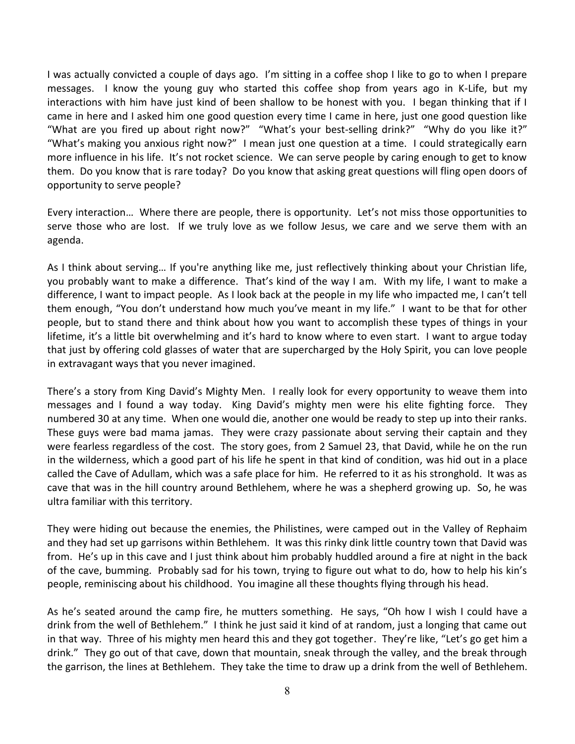I was actually convicted a couple of days ago. I'm sitting in a coffee shop I like to go to when I prepare messages. I know the young guy who started this coffee shop from years ago in K-Life, but my interactions with him have just kind of been shallow to be honest with you. I began thinking that if I came in here and I asked him one good question every time I came in here, just one good question like "What are you fired up about right now?" "What's your best-selling drink?" "Why do you like it?" "What's making you anxious right now?" I mean just one question at a time. I could strategically earn more influence in his life. It's not rocket science. We can serve people by caring enough to get to know them. Do you know that is rare today? Do you know that asking great questions will fling open doors of opportunity to serve people?

Every interaction… Where there are people, there is opportunity. Let's not miss those opportunities to serve those who are lost. If we truly love as we follow Jesus, we care and we serve them with an agenda.

As I think about serving… If you're anything like me, just reflectively thinking about your Christian life, you probably want to make a difference. That's kind of the way I am. With my life, I want to make a difference, I want to impact people. As I look back at the people in my life who impacted me, I can't tell them enough, "You don't understand how much you've meant in my life." I want to be that for other people, but to stand there and think about how you want to accomplish these types of things in your lifetime, it's a little bit overwhelming and it's hard to know where to even start. I want to argue today that just by offering cold glasses of water that are supercharged by the Holy Spirit, you can love people in extravagant ways that you never imagined.

There's a story from King David's Mighty Men. I really look for every opportunity to weave them into messages and I found a way today. King David's mighty men were his elite fighting force. They numbered 30 at any time. When one would die, another one would be ready to step up into their ranks. These guys were bad mama jamas. They were crazy passionate about serving their captain and they were fearless regardless of the cost. The story goes, from 2 Samuel 23, that David, while he on the run in the wilderness, which a good part of his life he spent in that kind of condition, was hid out in a place called the Cave of Adullam, which was a safe place for him. He referred to it as his stronghold. It was as cave that was in the hill country around Bethlehem, where he was a shepherd growing up. So, he was ultra familiar with this territory.

They were hiding out because the enemies, the Philistines, were camped out in the Valley of Rephaim and they had set up garrisons within Bethlehem. It was this rinky dink little country town that David was from. He's up in this cave and I just think about him probably huddled around a fire at night in the back of the cave, bumming. Probably sad for his town, trying to figure out what to do, how to help his kin's people, reminiscing about his childhood. You imagine all these thoughts flying through his head.

As he's seated around the camp fire, he mutters something. He says, "Oh how I wish I could have a drink from the well of Bethlehem." I think he just said it kind of at random, just a longing that came out in that way. Three of his mighty men heard this and they got together. They're like, "Let's go get him a drink." They go out of that cave, down that mountain, sneak through the valley, and the break through the garrison, the lines at Bethlehem. They take the time to draw up a drink from the well of Bethlehem.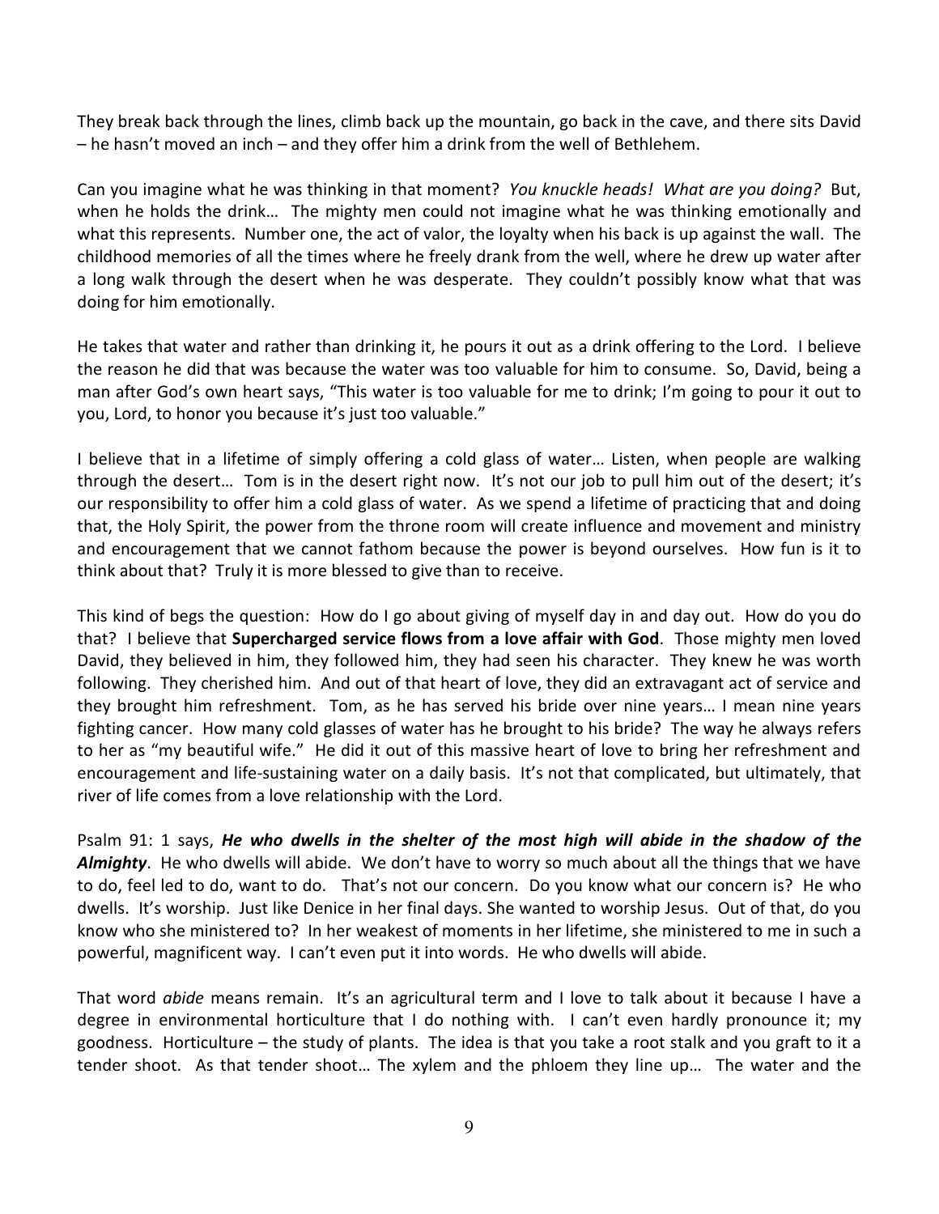They break back through the lines, climb back up the mountain, go back in the cave, and there sits David – he hasn't moved an inch – and they offer him a drink from the well of Bethlehem.

Can you imagine what he was thinking in that moment? *You knuckle heads! What are you doing?* But, when he holds the drink… The mighty men could not imagine what he was thinking emotionally and what this represents. Number one, the act of valor, the loyalty when his back is up against the wall. The childhood memories of all the times where he freely drank from the well, where he drew up water after a long walk through the desert when he was desperate. They couldn't possibly know what that was doing for him emotionally.

He takes that water and rather than drinking it, he pours it out as a drink offering to the Lord. I believe the reason he did that was because the water was too valuable for him to consume. So, David, being a man after God's own heart says, "This water is too valuable for me to drink; I'm going to pour it out to you, Lord, to honor you because it's just too valuable."

I believe that in a lifetime of simply offering a cold glass of water… Listen, when people are walking through the desert… Tom is in the desert right now. It's not our job to pull him out of the desert; it's our responsibility to offer him a cold glass of water. As we spend a lifetime of practicing that and doing that, the Holy Spirit, the power from the throne room will create influence and movement and ministry and encouragement that we cannot fathom because the power is beyond ourselves. How fun is it to think about that? Truly it is more blessed to give than to receive.

This kind of begs the question: How do I go about giving of myself day in and day out. How do you do that? I believe that **Supercharged service flows from a love affair with God**. Those mighty men loved David, they believed in him, they followed him, they had seen his character. They knew he was worth following. They cherished him. And out of that heart of love, they did an extravagant act of service and they brought him refreshment. Tom, as he has served his bride over nine years… I mean nine years fighting cancer. How many cold glasses of water has he brought to his bride? The way he always refers to her as "my beautiful wife." He did it out of this massive heart of love to bring her refreshment and encouragement and life-sustaining water on a daily basis. It's not that complicated, but ultimately, that river of life comes from a love relationship with the Lord.

Psalm 91: 1 says, ***He who dwells in the shelter of the most high will abide in the shadow of the Almighty***. He who dwells will abide. We don't have to worry so much about all the things that we have to do, feel led to do, want to do. That's not our concern. Do you know what our concern is? He who dwells. It's worship. Just like Denice in her final days. She wanted to worship Jesus. Out of that, do you know who she ministered to? In her weakest of moments in her lifetime, she ministered to me in such a powerful, magnificent way. I can't even put it into words. He who dwells will abide.

That word *abide* means remain. It's an agricultural term and I love to talk about it because I have a degree in environmental horticulture that I do nothing with. I can't even hardly pronounce it; my goodness. Horticulture – the study of plants. The idea is that you take a root stalk and you graft to it a tender shoot. As that tender shoot… The xylem and the phloem they line up… The water and the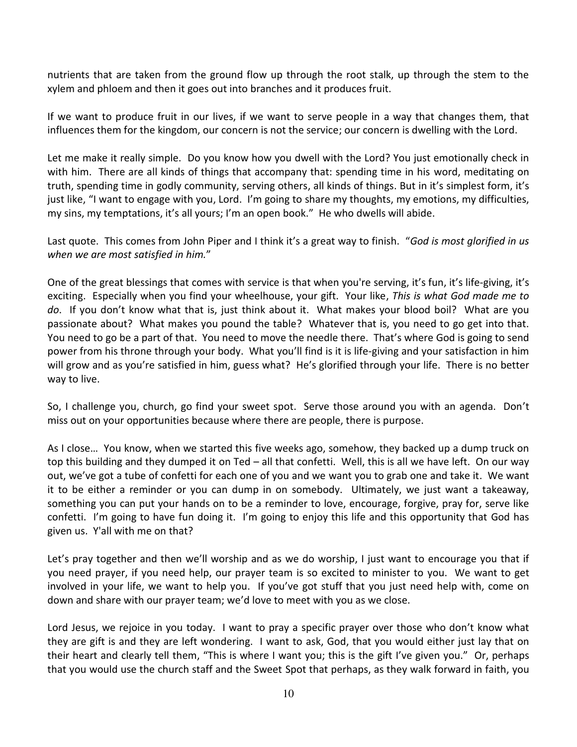nutrients that are taken from the ground flow up through the root stalk, up through the stem to the xylem and phloem and then it goes out into branches and it produces fruit.

If we want to produce fruit in our lives, if we want to serve people in a way that changes them, that influences them for the kingdom, our concern is not the service; our concern is dwelling with the Lord.

Let me make it really simple. Do you know how you dwell with the Lord? You just emotionally check in with him. There are all kinds of things that accompany that: spending time in his word, meditating on truth, spending time in godly community, serving others, all kinds of things. But in it's simplest form, it's just like, "I want to engage with you, Lord. I'm going to share my thoughts, my emotions, my difficulties, my sins, my temptations, it's all yours; I'm an open book." He who dwells will abide.

Last quote. This comes from John Piper and I think it's a great way to finish. "*God is most glorified in us when we are most satisfied in him.*"

One of the great blessings that comes with service is that when you're serving, it's fun, it's life-giving, it's exciting. Especially when you find your wheelhouse, your gift. Your like, *This is what God made me to do*. If you don't know what that is, just think about it. What makes your blood boil? What are you passionate about? What makes you pound the table? Whatever that is, you need to go get into that. You need to go be a part of that. You need to move the needle there. That's where God is going to send power from his throne through your body. What you'll find is it is life-giving and your satisfaction in him will grow and as you're satisfied in him, guess what? He's glorified through your life. There is no better way to live.

So, I challenge you, church, go find your sweet spot. Serve those around you with an agenda. Don't miss out on your opportunities because where there are people, there is purpose.

As I close… You know, when we started this five weeks ago, somehow, they backed up a dump truck on top this building and they dumped it on Ted – all that confetti. Well, this is all we have left. On our way out, we've got a tube of confetti for each one of you and we want you to grab one and take it. We want it to be either a reminder or you can dump in on somebody. Ultimately, we just want a takeaway, something you can put your hands on to be a reminder to love, encourage, forgive, pray for, serve like confetti. I'm going to have fun doing it. I'm going to enjoy this life and this opportunity that God has given us. Y'all with me on that?

Let's pray together and then we'll worship and as we do worship, I just want to encourage you that if you need prayer, if you need help, our prayer team is so excited to minister to you. We want to get involved in your life, we want to help you. If you've got stuff that you just need help with, come on down and share with our prayer team; we'd love to meet with you as we close.

Lord Jesus, we rejoice in you today. I want to pray a specific prayer over those who don't know what they are gift is and they are left wondering. I want to ask, God, that you would either just lay that on their heart and clearly tell them, "This is where I want you; this is the gift I've given you." Or, perhaps that you would use the church staff and the Sweet Spot that perhaps, as they walk forward in faith, you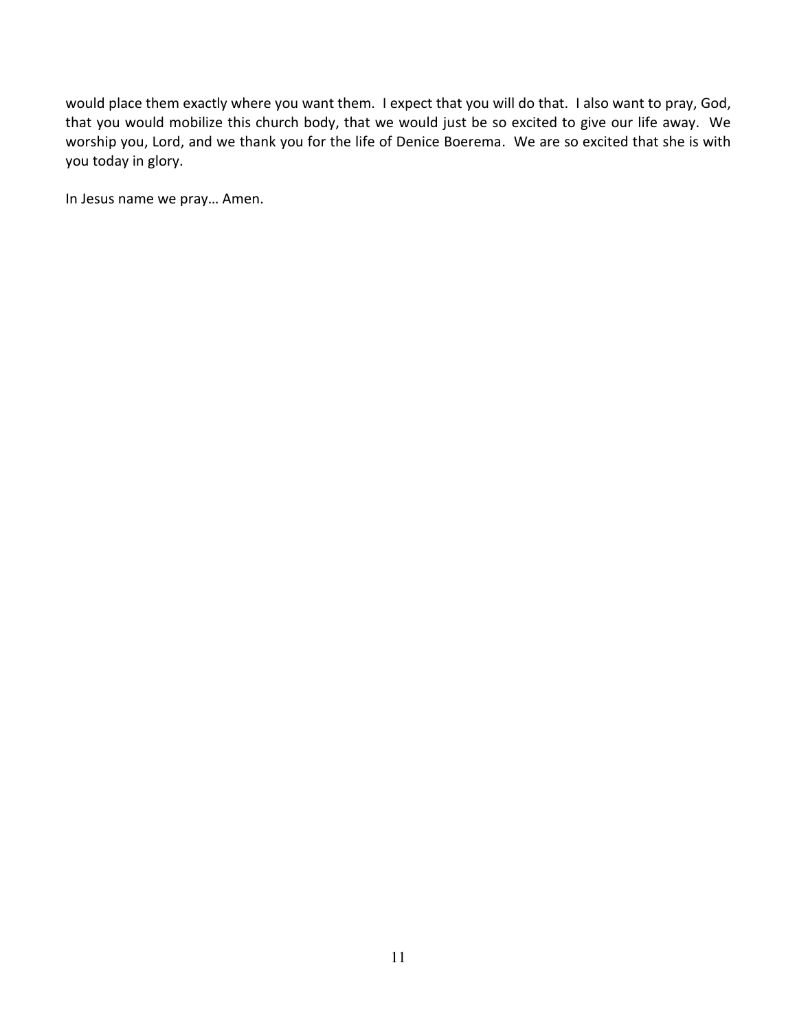would place them exactly where you want them. I expect that you will do that. I also want to pray, God, that you would mobilize this church body, that we would just be so excited to give our life away. We worship you, Lord, and we thank you for the life of Denice Boerema. We are so excited that she is with you today in glory.

In Jesus name we pray… Amen.